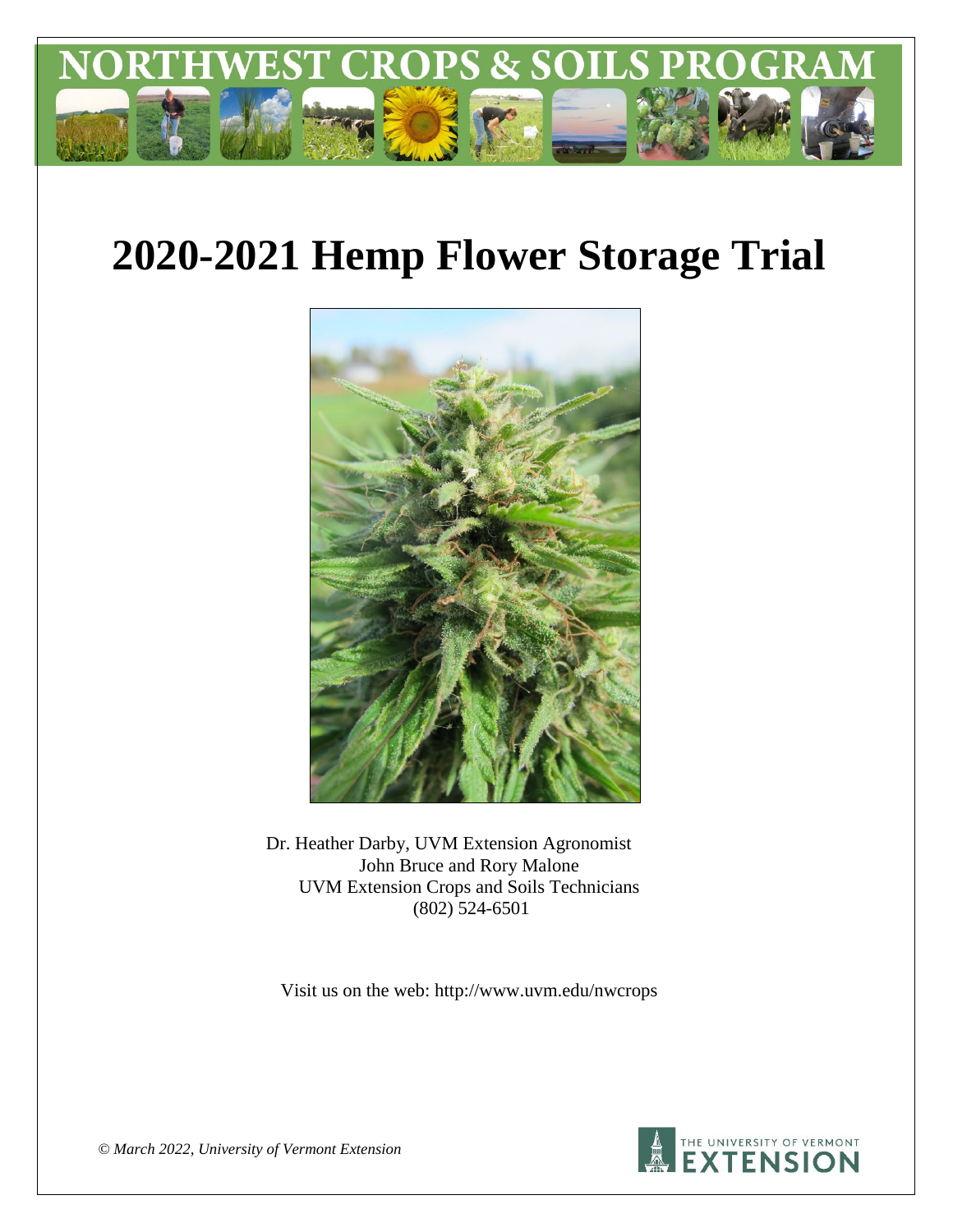NORTHWEST CROPS & SOILS PROGRAM

# 2020-2021 Hemp Flower Storage Trial

Dr. Heather Darby, UVM Extension Agronomist
John Bruce and Rory Malone
UVM Extension Crops and Soils Technicians
(802) 524-6501

Visit us on the web: http://www.uvm.edu/nwcrops

*© March 2022, University of Vermont Extension*

THE UNIVERSITY OF VERMONT EXTENSION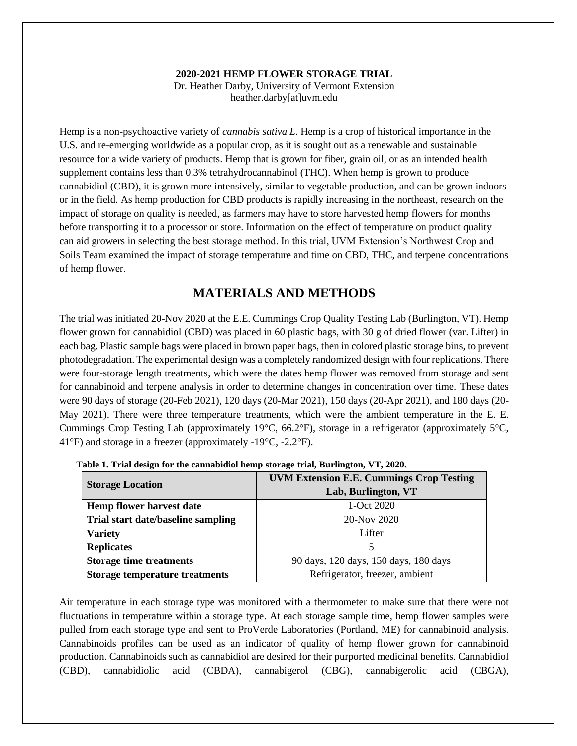**2020-2021 HEMP FLOWER STORAGE TRIAL**
Dr. Heather Darby, University of Vermont Extension
heather.darby[at]uvm.edu

Hemp is a non-psychoactive variety of *cannabis sativa L*. Hemp is a crop of historical importance in the U.S. and re-emerging worldwide as a popular crop, as it is sought out as a renewable and sustainable resource for a wide variety of products. Hemp that is grown for fiber, grain oil, or as an intended health supplement contains less than 0.3% tetrahydrocannabinol (THC). When hemp is grown to produce cannabidiol (CBD), it is grown more intensively, similar to vegetable production, and can be grown indoors or in the field. As hemp production for CBD products is rapidly increasing in the northeast, research on the impact of storage on quality is needed, as farmers may have to store harvested hemp flowers for months before transporting it to a processor or store. Information on the effect of temperature on product quality can aid growers in selecting the best storage method. In this trial, UVM Extension's Northwest Crop and Soils Team examined the impact of storage temperature and time on CBD, THC, and terpene concentrations of hemp flower.

## MATERIALS AND METHODS

The trial was initiated 20-Nov 2020 at the E.E. Cummings Crop Quality Testing Lab (Burlington, VT). Hemp flower grown for cannabidiol (CBD) was placed in 60 plastic bags, with 30 g of dried flower (var. Lifter) in each bag. Plastic sample bags were placed in brown paper bags, then in colored plastic storage bins, to prevent photodegradation. The experimental design was a completely randomized design with four replications. There were four-storage length treatments, which were the dates hemp flower was removed from storage and sent for cannabinoid and terpene analysis in order to determine changes in concentration over time. These dates were 90 days of storage (20-Feb 2021), 120 days (20-Mar 2021), 150 days (20-Apr 2021), and 180 days (20-May 2021). There were three temperature treatments, which were the ambient temperature in the E. E. Cummings Crop Testing Lab (approximately 19°C, 66.2°F), storage in a refrigerator (approximately 5°C, 41°F) and storage in a freezer (approximately -19°C, -2.2°F).

**Table 1. Trial design for the cannabidiol hemp storage trial, Burlington, VT, 2020.**

| Storage Location | UVM Extension E.E. Cummings Crop Testing Lab, Burlington, VT |
|---|---|
| **Hemp flower harvest date** | 1-Oct 2020 |
| **Trial start date/baseline sampling** | 20-Nov 2020 |
| **Variety** | Lifter |
| **Replicates** | 5 |
| **Storage time treatments** | 90 days, 120 days, 150 days, 180 days |
| **Storage temperature treatments** | Refrigerator, freezer, ambient |

Air temperature in each storage type was monitored with a thermometer to make sure that there were not fluctuations in temperature within a storage type. At each storage sample time, hemp flower samples were pulled from each storage type and sent to ProVerde Laboratories (Portland, ME) for cannabinoid analysis. Cannabinoids profiles can be used as an indicator of quality of hemp flower grown for cannabinoid production. Cannabinoids such as cannabidiol are desired for their purported medicinal benefits. Cannabidiol (CBD), cannabidiolic acid (CBDA), cannabigerol (CBG), cannabigerolic acid (CBGA),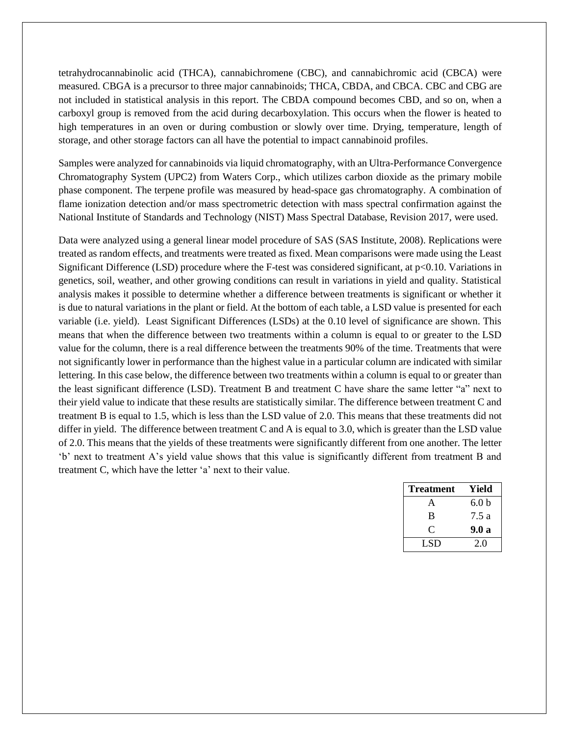tetrahydrocannabinolic acid (THCA), cannabichromene (CBC), and cannabichromic acid (CBCA) were measured. CBGA is a precursor to three major cannabinoids; THCA, CBDA, and CBCA. CBC and CBG are not included in statistical analysis in this report. The CBDA compound becomes CBD, and so on, when a carboxyl group is removed from the acid during decarboxylation. This occurs when the flower is heated to high temperatures in an oven or during combustion or slowly over time. Drying, temperature, length of storage, and other storage factors can all have the potential to impact cannabinoid profiles.

Samples were analyzed for cannabinoids via liquid chromatography, with an Ultra-Performance Convergence Chromatography System (UPC2) from Waters Corp., which utilizes carbon dioxide as the primary mobile phase component. The terpene profile was measured by head-space gas chromatography. A combination of flame ionization detection and/or mass spectrometric detection with mass spectral confirmation against the National Institute of Standards and Technology (NIST) Mass Spectral Database, Revision 2017, were used.

Data were analyzed using a general linear model procedure of SAS (SAS Institute, 2008). Replications were treated as random effects, and treatments were treated as fixed. Mean comparisons were made using the Least Significant Difference (LSD) procedure where the F-test was considered significant, at $p<0.10$. Variations in genetics, soil, weather, and other growing conditions can result in variations in yield and quality. Statistical analysis makes it possible to determine whether a difference between treatments is significant or whether it is due to natural variations in the plant or field. At the bottom of each table, a LSD value is presented for each variable (i.e. yield). Least Significant Differences (LSDs) at the 0.10 level of significance are shown. This means that when the difference between two treatments within a column is equal to or greater to the LSD value for the column, there is a real difference between the treatments 90% of the time. Treatments that were not significantly lower in performance than the highest value in a particular column are indicated with similar lettering. In this case below, the difference between two treatments within a column is equal to or greater than the least significant difference (LSD). Treatment B and treatment C have share the same letter "a" next to their yield value to indicate that these results are statistically similar. The difference between treatment C and treatment B is equal to 1.5, which is less than the LSD value of 2.0. This means that these treatments did not differ in yield. The difference between treatment C and A is equal to 3.0, which is greater than the LSD value of 2.0. This means that the yields of these treatments were significantly different from one another. The letter 'b' next to treatment A's yield value shows that this value is significantly different from treatment B and treatment C, which have the letter 'a' next to their value.

| Treatment | Yield |
|---|---|
| A | 6.0 b |
| B | 7.5 a |
| C | **9.0 a** |
| LSD | 2.0 |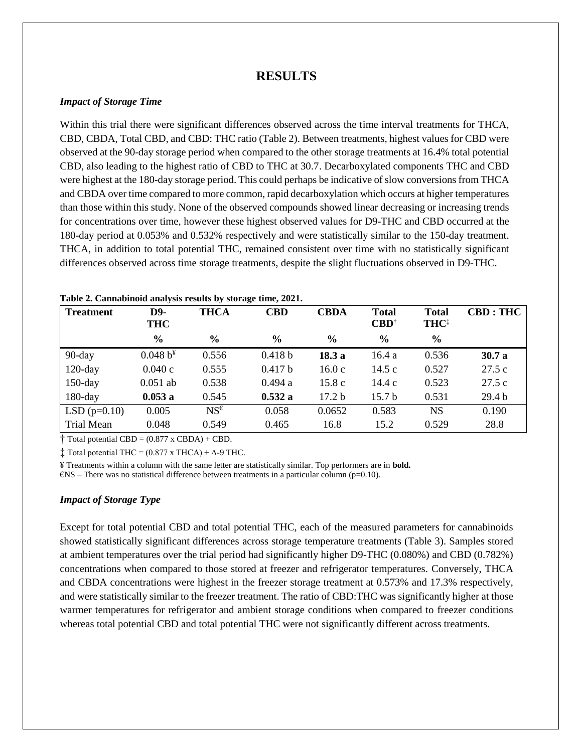# RESULTS

### *Impact of Storage Time*

Within this trial there were significant differences observed across the time interval treatments for THCA, CBD, CBDA, Total CBD, and CBD: THC ratio (Table 2). Between treatments, highest values for CBD were observed at the 90-day storage period when compared to the other storage treatments at 16.4% total potential CBD, also leading to the highest ratio of CBD to THC at 30.7. Decarboxylated components THC and CBD were highest at the 180-day storage period. This could perhaps be indicative of slow conversions from THCA and CBDA over time compared to more common, rapid decarboxylation which occurs at higher temperatures than those within this study. None of the observed compounds showed linear decreasing or increasing trends for concentrations over time, however these highest observed values for D9-THC and CBD occurred at the 180-day period at 0.053% and 0.532% respectively and were statistically similar to the 150-day treatment. THCA, in addition to total potential THC, remained consistent over time with no statistically significant differences observed across time storage treatments, despite the slight fluctuations observed in D9-THC.

**Table 2. Cannabinoid analysis results by storage time, 2021.**

| Treatment | D9-THC | THCA | CBD | CBDA | Total CBD† | Total THC‡ | CBD : THC |
|---|---|---|---|---|---|---|---|
| | % | % | % | % | % | % | |
| 90-day | 0.048 b¥ | 0.556 | 0.418 b | **18.3 a** | 16.4 a | 0.536 | **30.7 a** |
| 120-day | 0.040 c | 0.555 | 0.417 b | 16.0 c | 14.5 c | 0.527 | 27.5 c |
| 150-day | 0.051 ab | 0.538 | 0.494 a | 15.8 c | 14.4 c | 0.523 | 27.5 c |
| 180-day | **0.053 a** | 0.545 | **0.532 a** | 17.2 b | 15.7 b | 0.531 | 29.4 b |
| LSD (p=0.10) | 0.005 | NS€ | 0.058 | 0.0652 | 0.583 | NS | 0.190 |
| Trial Mean | 0.048 | 0.549 | 0.465 | 16.8 | 15.2 | 0.529 | 28.8 |

† Total potential CBD = (0.877 x CBDA) + CBD.

‡ Total potential THC = (0.877 x THCA) + Δ-9 THC.

¥ Treatments within a column with the same letter are statistically similar. Top performers are in **bold.**

€NS – There was no statistical difference between treatments in a particular column (p=0.10).

### *Impact of Storage Type*

Except for total potential CBD and total potential THC, each of the measured parameters for cannabinoids showed statistically significant differences across storage temperature treatments (Table 3). Samples stored at ambient temperatures over the trial period had significantly higher D9-THC (0.080%) and CBD (0.782%) concentrations when compared to those stored at freezer and refrigerator temperatures. Conversely, THCA and CBDA concentrations were highest in the freezer storage treatment at 0.573% and 17.3% respectively, and were statistically similar to the freezer treatment. The ratio of CBD:THC was significantly higher at those warmer temperatures for refrigerator and ambient storage conditions when compared to freezer conditions whereas total potential CBD and total potential THC were not significantly different across treatments.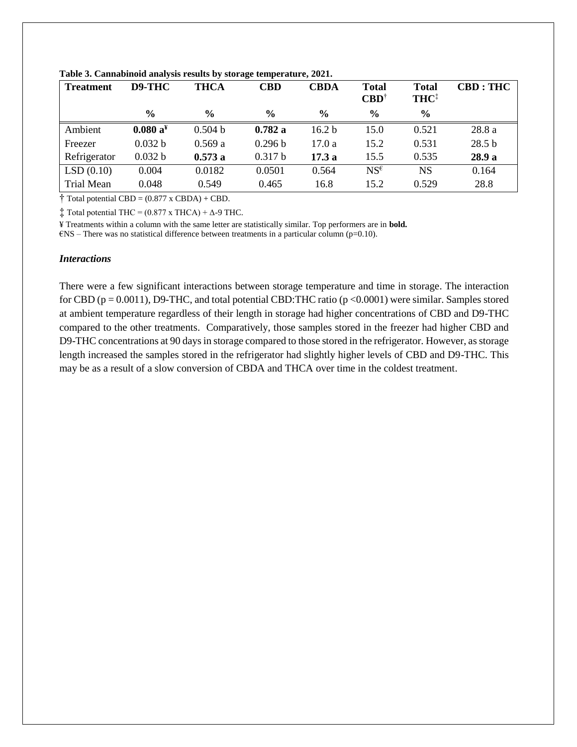**Table 3. Cannabinoid analysis results by storage temperature, 2021.**

| Treatment | D9-THC | THCA | CBD | CBDA | Total CBD† | Total THC‡ | CBD : THC |
|---|---|---|---|---|---|---|---|
| | % | % | % | % | % | % | |
| Ambient | **0.080 a**¥ | 0.504 b | **0.782 a** | 16.2 b | 15.0 | 0.521 | 28.8 a |
| Freezer | 0.032 b | 0.569 a | 0.296 b | 17.0 a | 15.2 | 0.531 | 28.5 b |
| Refrigerator | 0.032 b | **0.573 a** | 0.317 b | **17.3 a** | 15.5 | 0.535 | **28.9 a** |
| LSD (0.10) | 0.004 | 0.0182 | 0.0501 | 0.564 | NS€ | NS | 0.164 |
| Trial Mean | 0.048 | 0.549 | 0.465 | 16.8 | 15.2 | 0.529 | 28.8 |

† Total potential CBD = (0.877 x CBDA) + CBD.

‡ Total potential THC = (0.877 x THCA) + Δ-9 THC.

¥ Treatments within a column with the same letter are statistically similar. Top performers are in **bold.**

€NS – There was no statistical difference between treatments in a particular column (p=0.10).

### *Interactions*

There were a few significant interactions between storage temperature and time in storage. The interaction for CBD ($p = 0.0011$), D9-THC, and total potential CBD:THC ratio ($p < 0.0001$) were similar. Samples stored at ambient temperature regardless of their length in storage had higher concentrations of CBD and D9-THC compared to the other treatments. Comparatively, those samples stored in the freezer had higher CBD and D9-THC concentrations at 90 days in storage compared to those stored in the refrigerator. However, as storage length increased the samples stored in the refrigerator had slightly higher levels of CBD and D9-THC. This may be as a result of a slow conversion of CBDA and THCA over time in the coldest treatment.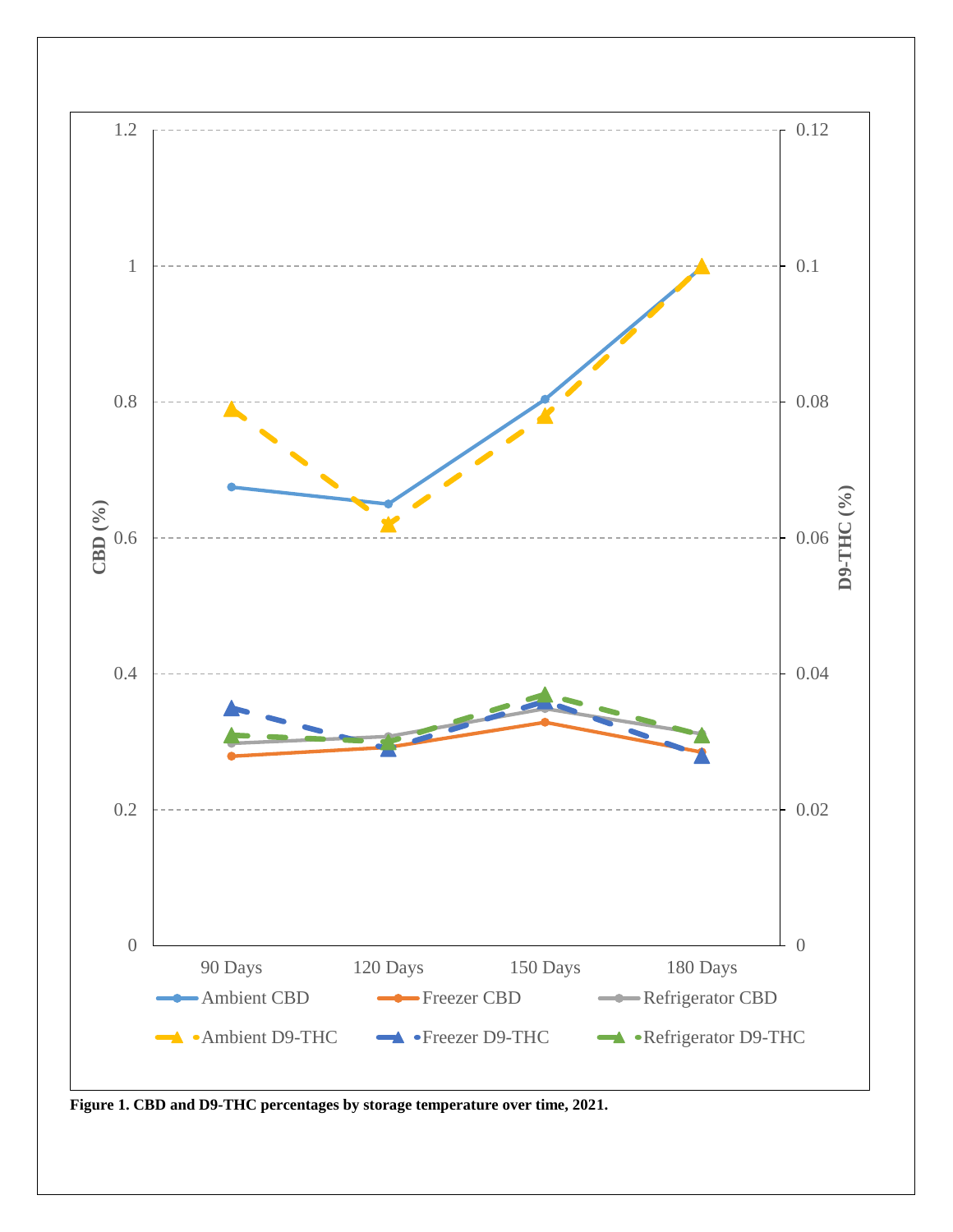**Figure 1. CBD and D9-THC percentages by storage temperature over time, 2021.**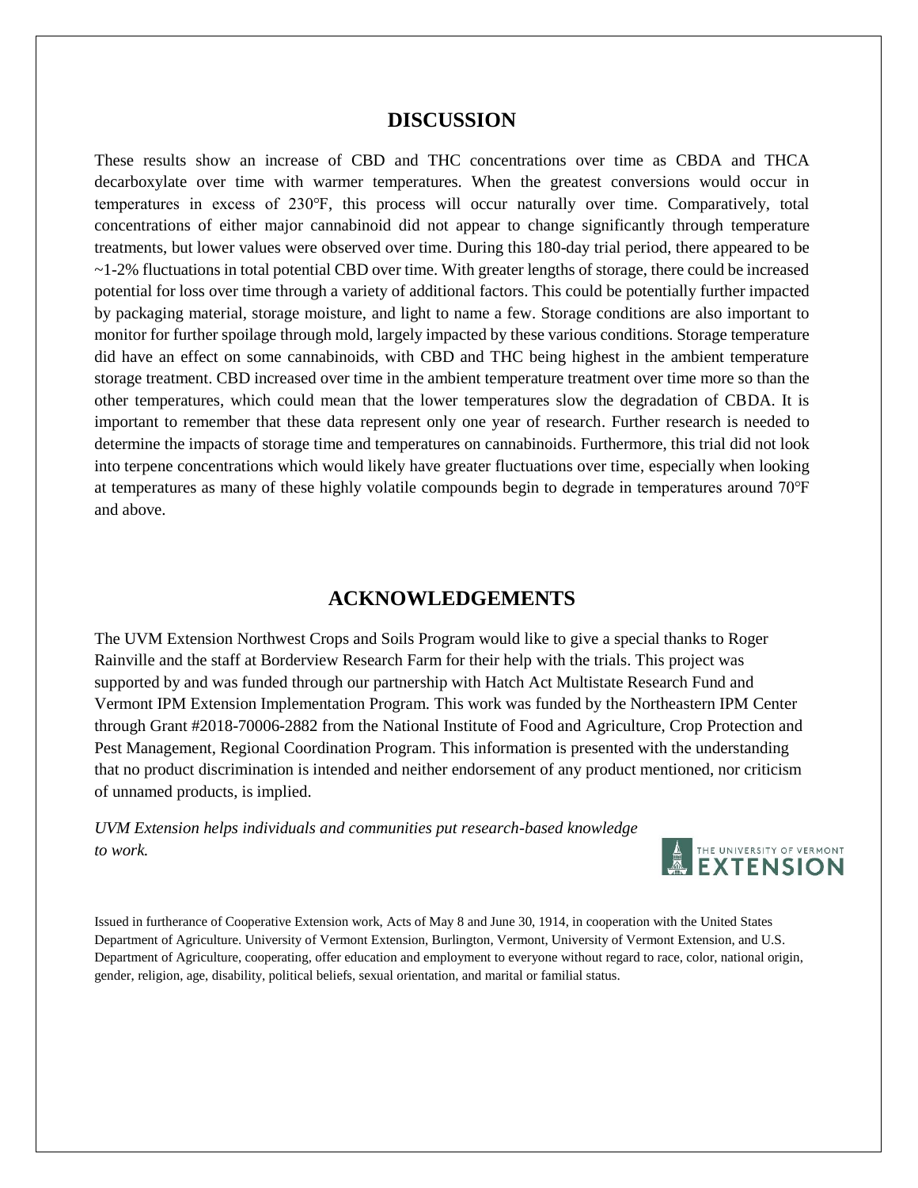## DISCUSSION

These results show an increase of CBD and THC concentrations over time as CBDA and THCA decarboxylate over time with warmer temperatures. When the greatest conversions would occur in temperatures in excess of 230°F, this process will occur naturally over time. Comparatively, total concentrations of either major cannabinoid did not appear to change significantly through temperature treatments, but lower values were observed over time. During this 180-day trial period, there appeared to be ~1-2% fluctuations in total potential CBD over time. With greater lengths of storage, there could be increased potential for loss over time through a variety of additional factors. This could be potentially further impacted by packaging material, storage moisture, and light to name a few. Storage conditions are also important to monitor for further spoilage through mold, largely impacted by these various conditions. Storage temperature did have an effect on some cannabinoids, with CBD and THC being highest in the ambient temperature storage treatment. CBD increased over time in the ambient temperature treatment over time more so than the other temperatures, which could mean that the lower temperatures slow the degradation of CBDA. It is important to remember that these data represent only one year of research. Further research is needed to determine the impacts of storage time and temperatures on cannabinoids. Furthermore, this trial did not look into terpene concentrations which would likely have greater fluctuations over time, especially when looking at temperatures as many of these highly volatile compounds begin to degrade in temperatures around 70°F and above.

## ACKNOWLEDGEMENTS

The UVM Extension Northwest Crops and Soils Program would like to give a special thanks to Roger Rainville and the staff at Borderview Research Farm for their help with the trials. This project was supported by and was funded through our partnership with Hatch Act Multistate Research Fund and Vermont IPM Extension Implementation Program. This work was funded by the Northeastern IPM Center through Grant #2018-70006-2882 from the National Institute of Food and Agriculture, Crop Protection and Pest Management, Regional Coordination Program. This information is presented with the understanding that no product discrimination is intended and neither endorsement of any product mentioned, nor criticism of unnamed products, is implied.

*UVM Extension helps individuals and communities put research-based knowledge to work.*

THE UNIVERSITY OF VERMONT EXTENSION

Issued in furtherance of Cooperative Extension work, Acts of May 8 and June 30, 1914, in cooperation with the United States Department of Agriculture. University of Vermont Extension, Burlington, Vermont, University of Vermont Extension, and U.S. Department of Agriculture, cooperating, offer education and employment to everyone without regard to race, color, national origin, gender, religion, age, disability, political beliefs, sexual orientation, and marital or familial status.